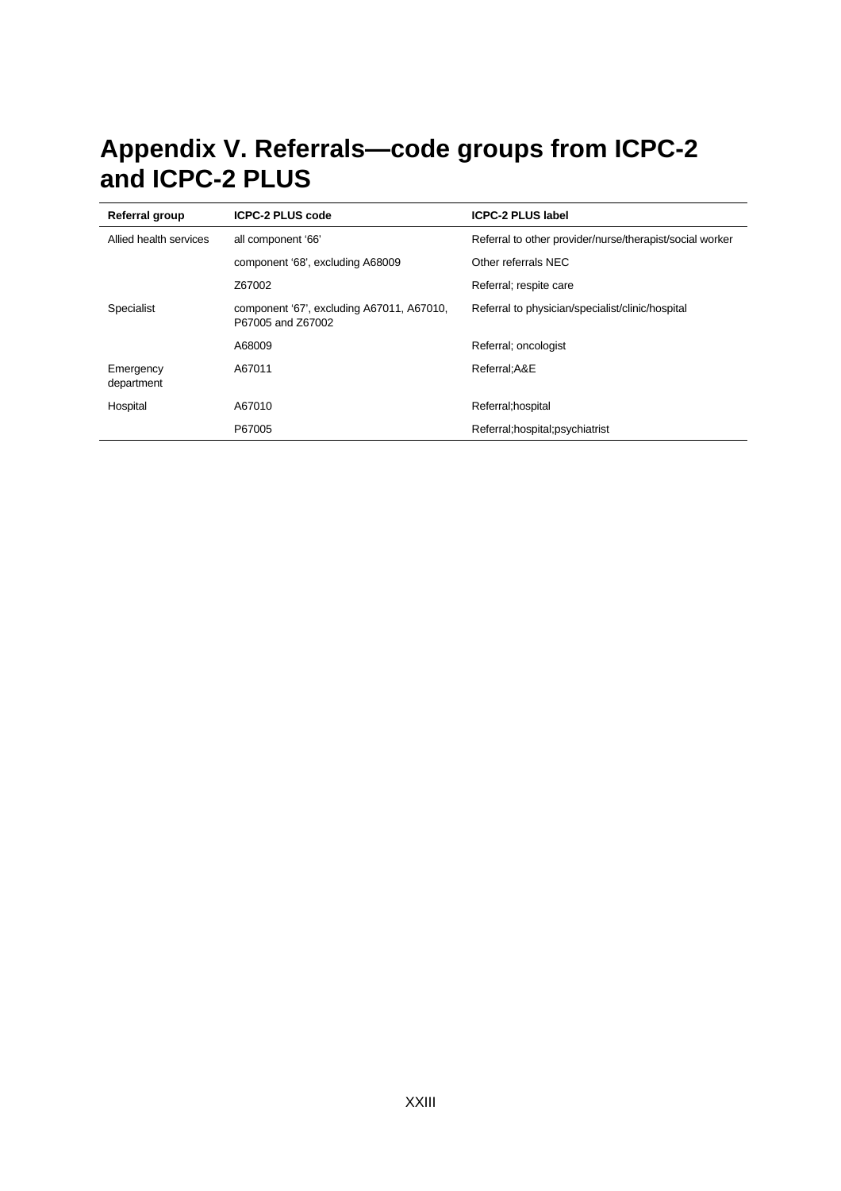# Appendix V. Referrals—code groups from ICPC-2 and ICPC-2 PLUS

| Referral group | ICPC-2 PLUS code | ICPC-2 PLUS label |
|---|---|---|
| Allied health services | all component '66' | Referral to other provider/nurse/therapist/social worker |
| | component '68', excluding A68009 | Other referrals NEC |
| | Z67002 | Referral; respite care |
| Specialist | component '67', excluding A67011, A67010, P67005 and Z67002 | Referral to physician/specialist/clinic/hospital |
| | A68009 | Referral; oncologist |
| Emergency department | A67011 | Referral;A&E |
| Hospital | A67010 | Referral;hospital |
| | P67005 | Referral;hospital;psychiatrist |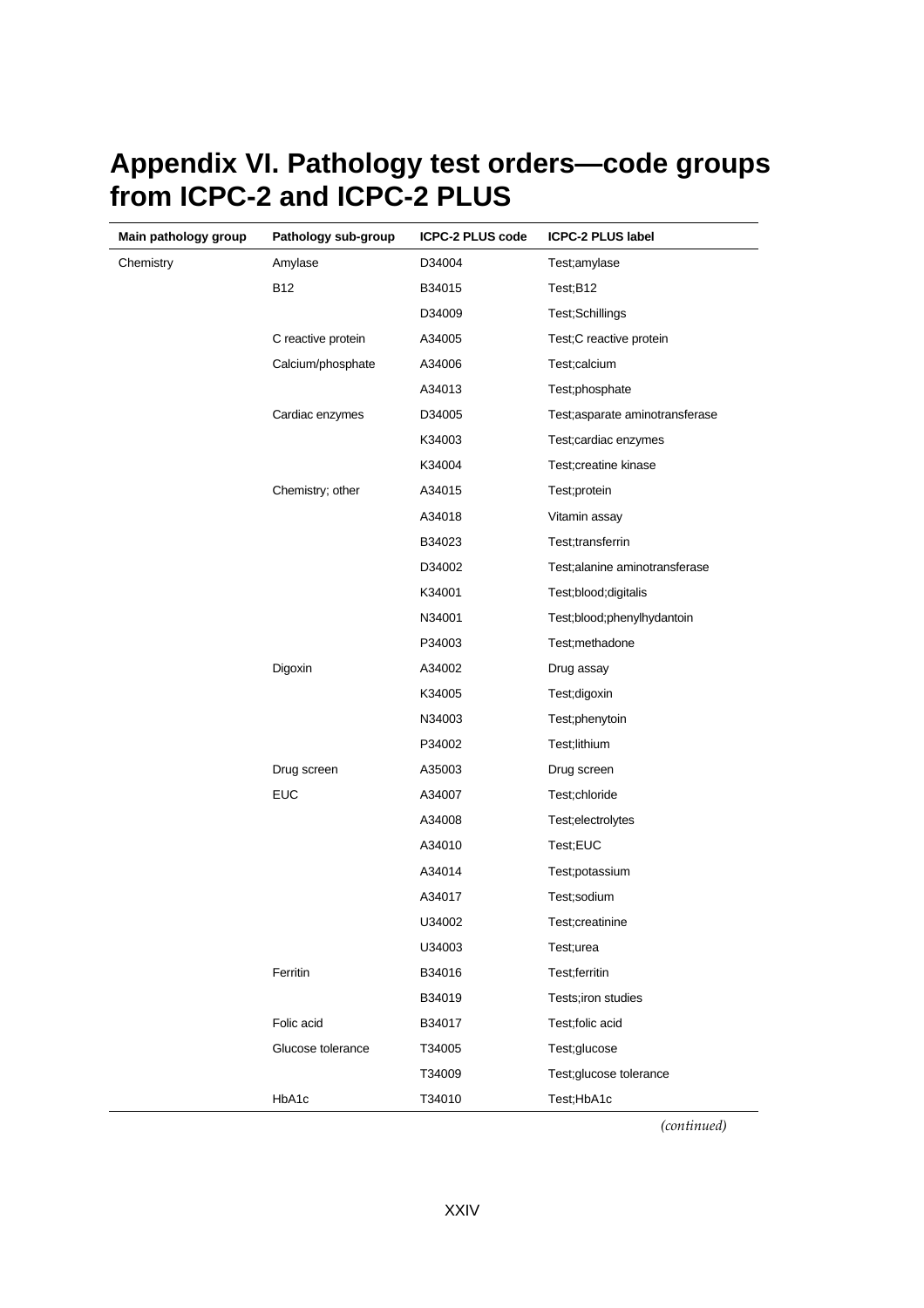# Appendix VI. Pathology test orders—code groups from ICPC-2 and ICPC-2 PLUS

| Main pathology group | Pathology sub-group | ICPC-2 PLUS code | ICPC-2 PLUS label |
|---|---|---|---|
| Chemistry | Amylase | D34004 | Test;amylase |
| | B12 | B34015 | Test;B12 |
| | | D34009 | Test;Schillings |
| | C reactive protein | A34005 | Test;C reactive protein |
| | Calcium/phosphate | A34006 | Test;calcium |
| | | A34013 | Test;phosphate |
| | Cardiac enzymes | D34005 | Test;asparate aminotransferase |
| | | K34003 | Test;cardiac enzymes |
| | | K34004 | Test;creatine kinase |
| | Chemistry; other | A34015 | Test;protein |
| | | A34018 | Vitamin assay |
| | | B34023 | Test;transferrin |
| | | D34002 | Test;alanine aminotransferase |
| | | K34001 | Test;blood;digitalis |
| | | N34001 | Test;blood;phenylhydantoin |
| | | P34003 | Test;methadone |
| | Digoxin | A34002 | Drug assay |
| | | K34005 | Test;digoxin |
| | | N34003 | Test;phenytoin |
| | | P34002 | Test;lithium |
| | Drug screen | A35003 | Drug screen |
| | EUC | A34007 | Test;chloride |
| | | A34008 | Test;electrolytes |
| | | A34010 | Test;EUC |
| | | A34014 | Test;potassium |
| | | A34017 | Test;sodium |
| | | U34002 | Test;creatinine |
| | | U34003 | Test;urea |
| | Ferritin | B34016 | Test;ferritin |
| | | B34019 | Tests;iron studies |
| | Folic acid | B34017 | Test;folic acid |
| | Glucose tolerance | T34005 | Test;glucose |
| | | T34009 | Test;glucose tolerance |
| | HbA1c | T34010 | Test;HbA1c |

*(continued)*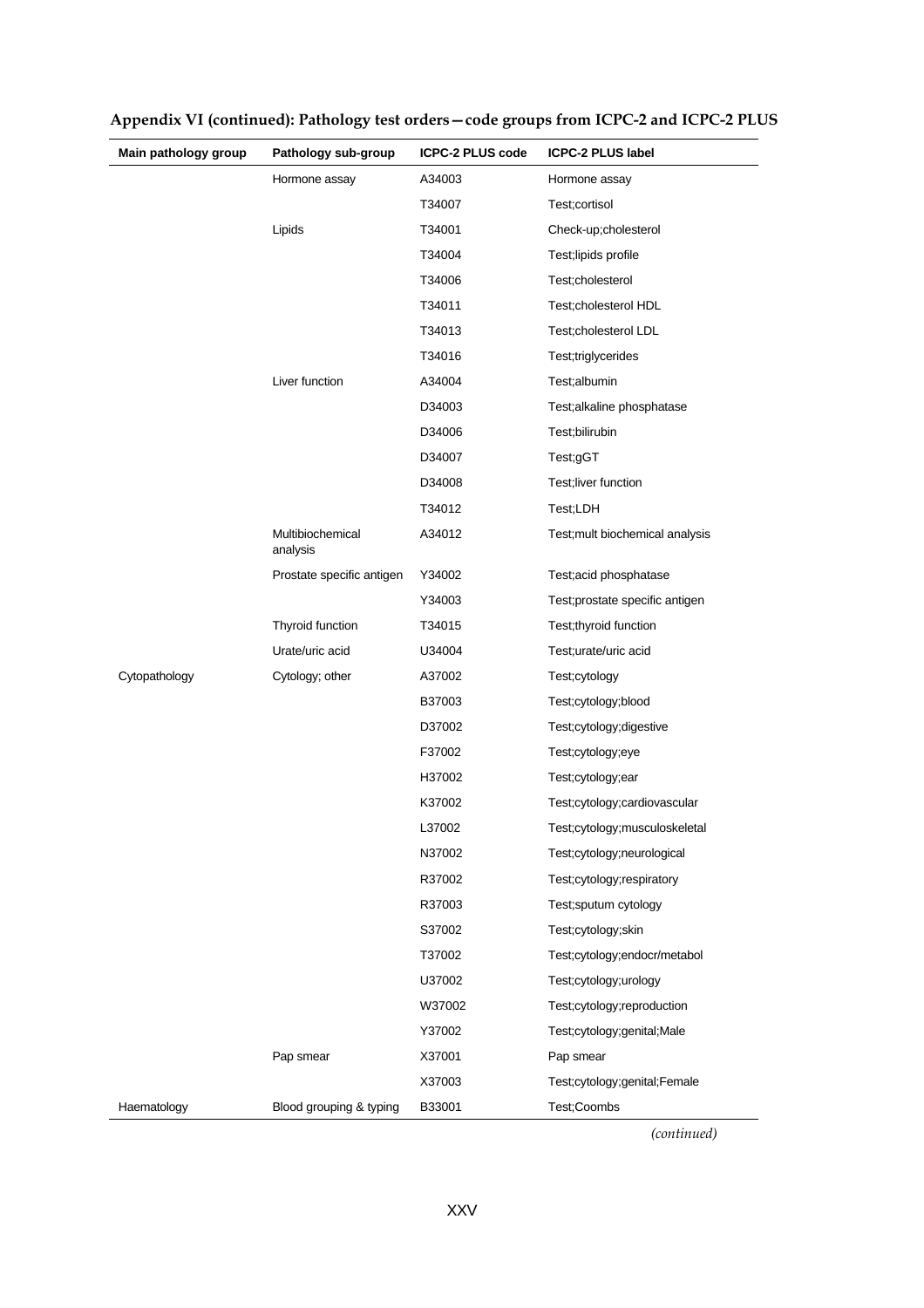**Appendix VI (continued): Pathology test orders—code groups from ICPC-2 and ICPC-2 PLUS**

| Main pathology group | Pathology sub-group | ICPC-2 PLUS code | ICPC-2 PLUS label |
|---|---|---|---|
| | Hormone assay | A34003 | Hormone assay |
| | | T34007 | Test;cortisol |
| | Lipids | T34001 | Check-up;cholesterol |
| | | T34004 | Test;lipids profile |
| | | T34006 | Test;cholesterol |
| | | T34011 | Test;cholesterol HDL |
| | | T34013 | Test;cholesterol LDL |
| | | T34016 | Test;triglycerides |
| | Liver function | A34004 | Test;albumin |
| | | D34003 | Test;alkaline phosphatase |
| | | D34006 | Test;bilirubin |
| | | D34007 | Test;gGT |
| | | D34008 | Test;liver function |
| | | T34012 | Test;LDH |
| | Multibiochemical analysis | A34012 | Test;mult biochemical analysis |
| | Prostate specific antigen | Y34002 | Test;acid phosphatase |
| | | Y34003 | Test;prostate specific antigen |
| | Thyroid function | T34015 | Test;thyroid function |
| | Urate/uric acid | U34004 | Test;urate/uric acid |
| Cytopathology | Cytology; other | A37002 | Test;cytology |
| | | B37003 | Test;cytology;blood |
| | | D37002 | Test;cytology;digestive |
| | | F37002 | Test;cytology;eye |
| | | H37002 | Test;cytology;ear |
| | | K37002 | Test;cytology;cardiovascular |
| | | L37002 | Test;cytology;musculoskeletal |
| | | N37002 | Test;cytology;neurological |
| | | R37002 | Test;cytology;respiratory |
| | | R37003 | Test;sputum cytology |
| | | S37002 | Test;cytology;skin |
| | | T37002 | Test;cytology;endocr/metabol |
| | | U37002 | Test;cytology;urology |
| | | W37002 | Test;cytology;reproduction |
| | | Y37002 | Test;cytology;genital;Male |
| | Pap smear | X37001 | Pap smear |
| | | X37003 | Test;cytology;genital;Female |
| Haematology | Blood grouping & typing | B33001 | Test;Coombs |

*(continued)*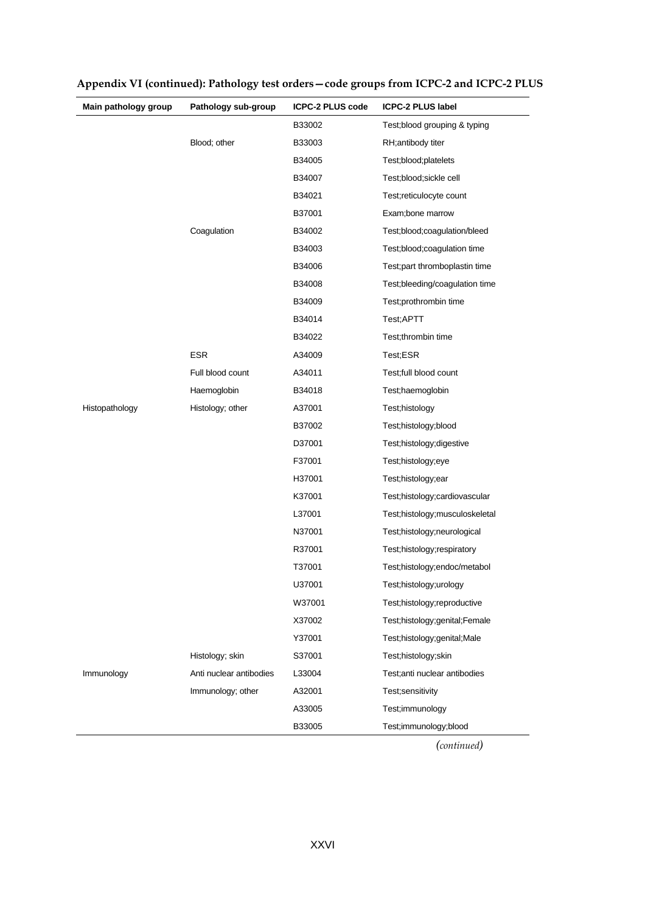**Appendix VI (continued): Pathology test orders—code groups from ICPC-2 and ICPC-2 PLUS**

| Main pathology group | Pathology sub-group | ICPC-2 PLUS code | ICPC-2 PLUS label |
|---|---|---|---|
| | | B33002 | Test;blood grouping & typing |
| | Blood; other | B33003 | RH;antibody titer |
| | | B34005 | Test;blood;platelets |
| | | B34007 | Test;blood;sickle cell |
| | | B34021 | Test;reticulocyte count |
| | | B37001 | Exam;bone marrow |
| | Coagulation | B34002 | Test;blood;coagulation/bleed |
| | | B34003 | Test;blood;coagulation time |
| | | B34006 | Test;part thromboplastin time |
| | | B34008 | Test;bleeding/coagulation time |
| | | B34009 | Test;prothrombin time |
| | | B34014 | Test;APTT |
| | | B34022 | Test;thrombin time |
| | ESR | A34009 | Test;ESR |
| | Full blood count | A34011 | Test;full blood count |
| | Haemoglobin | B34018 | Test;haemoglobin |
| Histopathology | Histology; other | A37001 | Test;histology |
| | | B37002 | Test;histology;blood |
| | | D37001 | Test;histology;digestive |
| | | F37001 | Test;histology;eye |
| | | H37001 | Test;histology;ear |
| | | K37001 | Test;histology;cardiovascular |
| | | L37001 | Test;histology;musculoskeletal |
| | | N37001 | Test;histology;neurological |
| | | R37001 | Test;histology;respiratory |
| | | T37001 | Test;histology;endoc/metabol |
| | | U37001 | Test;histology;urology |
| | | W37001 | Test;histology;reproductive |
| | | X37002 | Test;histology;genital;Female |
| | | Y37001 | Test;histology;genital;Male |
| | Histology; skin | S37001 | Test;histology;skin |
| Immunology | Anti nuclear antibodies | L33004 | Test;anti nuclear antibodies |
| | Immunology; other | A32001 | Test;sensitivity |
| | | A33005 | Test;immunology |
| | | B33005 | Test;immunology;blood |

*(continued)*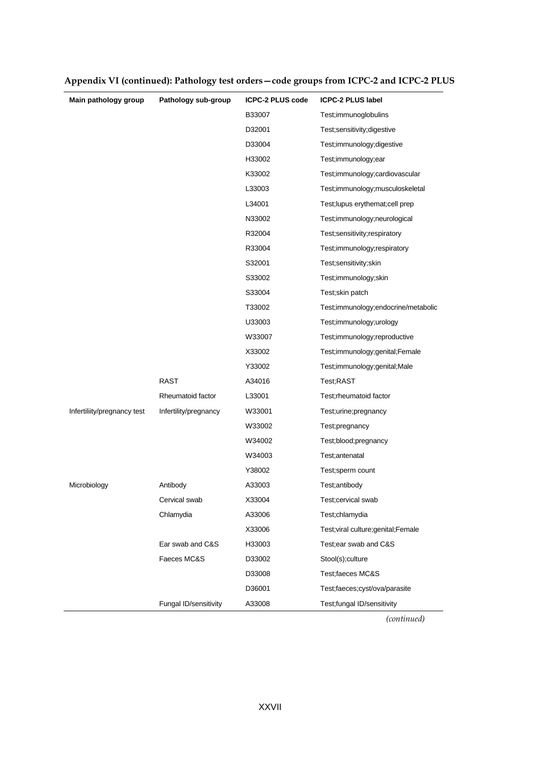**Appendix VI (continued): Pathology test orders—code groups from ICPC-2 and ICPC-2 PLUS**

| Main pathology group | Pathology sub-group | ICPC-2 PLUS code | ICPC-2 PLUS label |
|---|---|---|---|
| | | B33007 | Test;immunoglobulins |
| | | D32001 | Test;sensitivity;digestive |
| | | D33004 | Test;immunology;digestive |
| | | H33002 | Test;immunology;ear |
| | | K33002 | Test;immunology;cardiovascular |
| | | L33003 | Test;immunology;musculoskeletal |
| | | L34001 | Test;lupus erythemat;cell prep |
| | | N33002 | Test;immunology;neurological |
| | | R32004 | Test;sensitivity;respiratory |
| | | R33004 | Test;immunology;respiratory |
| | | S32001 | Test;sensitivity;skin |
| | | S33002 | Test;immunology;skin |
| | | S33004 | Test;skin patch |
| | | T33002 | Test;immunology;endocrine/metabolic |
| | | U33003 | Test;immunology;urology |
| | | W33007 | Test;immunology;reproductive |
| | | X33002 | Test;immunology;genital;Female |
| | | Y33002 | Test;immunology;genital;Male |
| | RAST | A34016 | Test;RAST |
| | Rheumatoid factor | L33001 | Test;rheumatoid factor |
| Infertiliity/pregnancy test | Infertility/pregnancy | W33001 | Test;urine;pregnancy |
| | | W33002 | Test;pregnancy |
| | | W34002 | Test;blood;pregnancy |
| | | W34003 | Test;antenatal |
| | | Y38002 | Test;sperm count |
| Microbiology | Antibody | A33003 | Test;antibody |
| | Cervical swab | X33004 | Test;cervical swab |
| | Chlamydia | A33006 | Test;chlamydia |
| | | X33006 | Test;viral culture;genital;Female |
| | Ear swab and C&S | H33003 | Test;ear swab and C&S |
| | Faeces MC&S | D33002 | Stool(s);culture |
| | | D33008 | Test;faeces MC&S |
| | | D36001 | Test;faeces;cyst/ova/parasite |
| | Fungal ID/sensitivity | A33008 | Test;fungal ID/sensitivity |

*(continued)*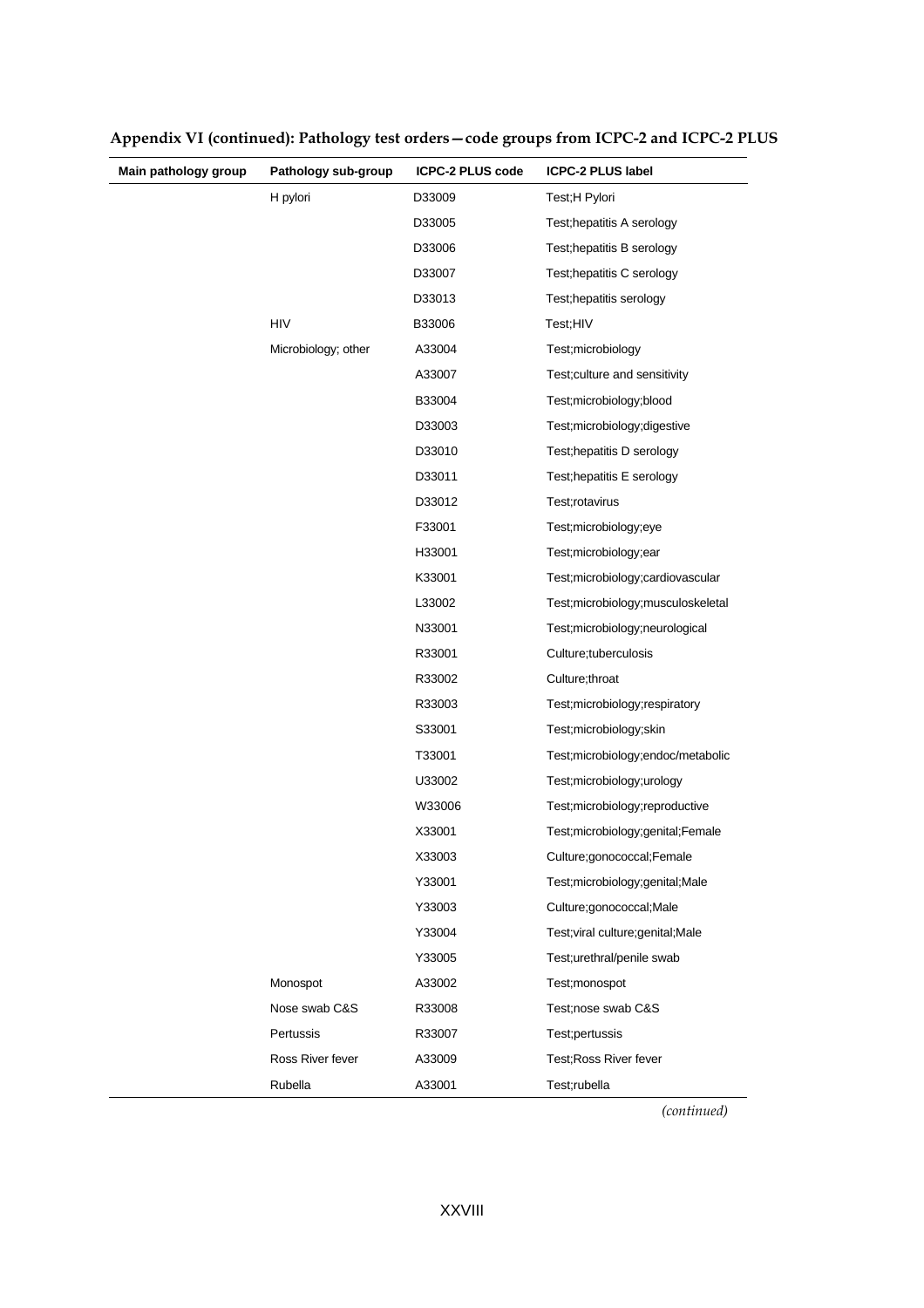## Appendix VI (continued): Pathology test orders—code groups from ICPC-2 and ICPC-2 PLUS

| Main pathology group | Pathology sub-group | ICPC-2 PLUS code | ICPC-2 PLUS label |
|---|---|---|---|
| | H pylori | D33009 | Test;H Pylori |
| | | D33005 | Test;hepatitis A serology |
| | | D33006 | Test;hepatitis B serology |
| | | D33007 | Test;hepatitis C serology |
| | | D33013 | Test;hepatitis serology |
| | HIV | B33006 | Test;HIV |
| | Microbiology; other | A33004 | Test;microbiology |
| | | A33007 | Test;culture and sensitivity |
| | | B33004 | Test;microbiology;blood |
| | | D33003 | Test;microbiology;digestive |
| | | D33010 | Test;hepatitis D serology |
| | | D33011 | Test;hepatitis E serology |
| | | D33012 | Test;rotavirus |
| | | F33001 | Test;microbiology;eye |
| | | H33001 | Test;microbiology;ear |
| | | K33001 | Test;microbiology;cardiovascular |
| | | L33002 | Test;microbiology;musculoskeletal |
| | | N33001 | Test;microbiology;neurological |
| | | R33001 | Culture;tuberculosis |
| | | R33002 | Culture;throat |
| | | R33003 | Test;microbiology;respiratory |
| | | S33001 | Test;microbiology;skin |
| | | T33001 | Test;microbiology;endoc/metabolic |
| | | U33002 | Test;microbiology;urology |
| | | W33006 | Test;microbiology;reproductive |
| | | X33001 | Test;microbiology;genital;Female |
| | | X33003 | Culture;gonococcal;Female |
| | | Y33001 | Test;microbiology;genital;Male |
| | | Y33003 | Culture;gonococcal;Male |
| | | Y33004 | Test;viral culture;genital;Male |
| | | Y33005 | Test;urethral/penile swab |
| | Monospot | A33002 | Test;monospot |
| | Nose swab C&S | R33008 | Test;nose swab C&S |
| | Pertussis | R33007 | Test;pertussis |
| | Ross River fever | A33009 | Test;Ross River fever |
| | Rubella | A33001 | Test;rubella |

*(continued)*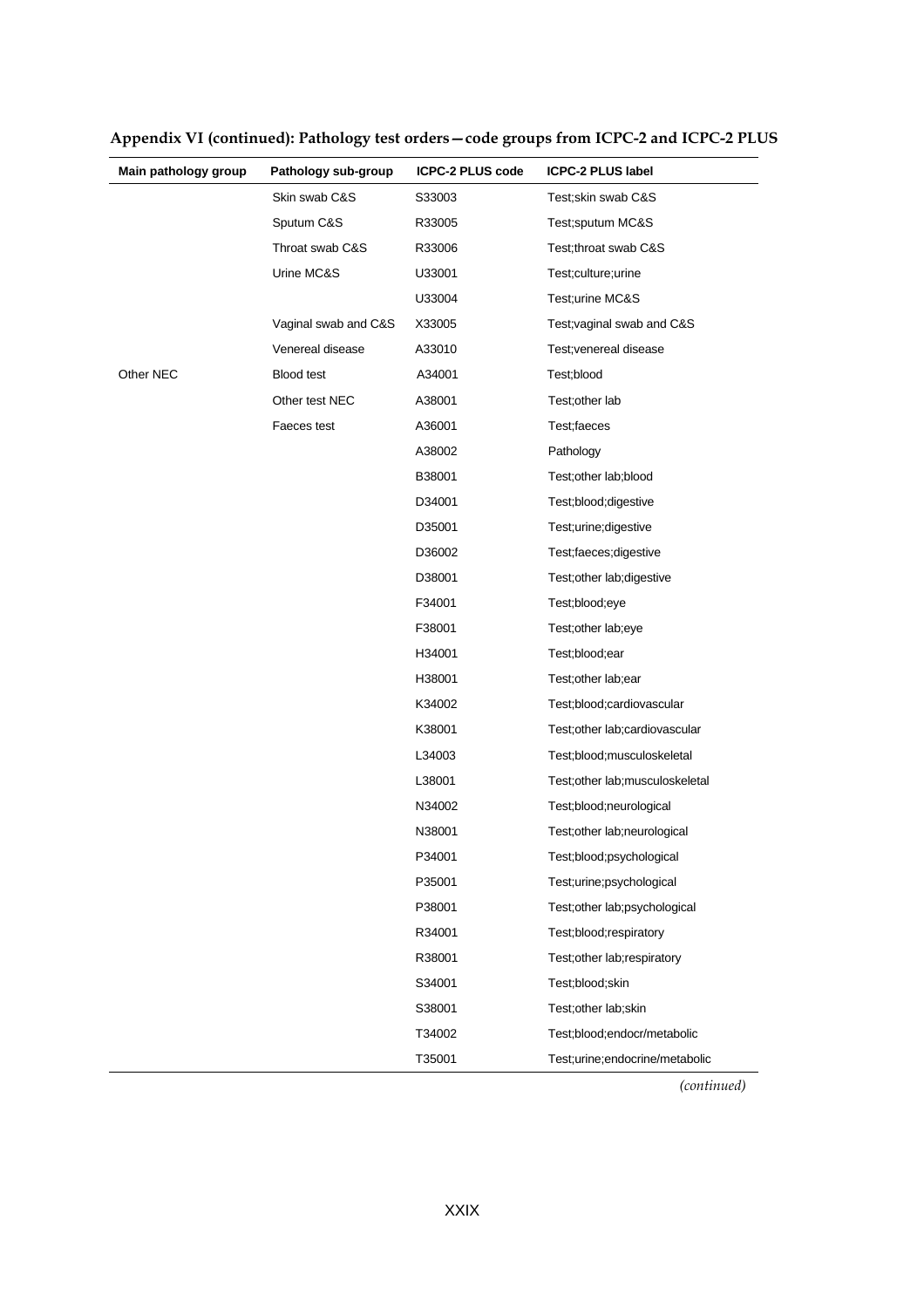**Appendix VI (continued): Pathology test orders—code groups from ICPC-2 and ICPC-2 PLUS**

| Main pathology group | Pathology sub-group | ICPC-2 PLUS code | ICPC-2 PLUS label |
|---|---|---|---|
| | Skin swab C&S | S33003 | Test;skin swab C&S |
| | Sputum C&S | R33005 | Test;sputum MC&S |
| | Throat swab C&S | R33006 | Test;throat swab C&S |
| | Urine MC&S | U33001 | Test;culture;urine |
| | | U33004 | Test;urine MC&S |
| | Vaginal swab and C&S | X33005 | Test;vaginal swab and C&S |
| | Venereal disease | A33010 | Test;venereal disease |
| Other NEC | Blood test | A34001 | Test;blood |
| | Other test NEC | A38001 | Test;other lab |
| | Faeces test | A36001 | Test;faeces |
| | | A38002 | Pathology |
| | | B38001 | Test;other lab;blood |
| | | D34001 | Test;blood;digestive |
| | | D35001 | Test;urine;digestive |
| | | D36002 | Test;faeces;digestive |
| | | D38001 | Test;other lab;digestive |
| | | F34001 | Test;blood;eye |
| | | F38001 | Test;other lab;eye |
| | | H34001 | Test;blood;ear |
| | | H38001 | Test;other lab;ear |
| | | K34002 | Test;blood;cardiovascular |
| | | K38001 | Test;other lab;cardiovascular |
| | | L34003 | Test;blood;musculoskeletal |
| | | L38001 | Test;other lab;musculoskeletal |
| | | N34002 | Test;blood;neurological |
| | | N38001 | Test;other lab;neurological |
| | | P34001 | Test;blood;psychological |
| | | P35001 | Test;urine;psychological |
| | | P38001 | Test;other lab;psychological |
| | | R34001 | Test;blood;respiratory |
| | | R38001 | Test;other lab;respiratory |
| | | S34001 | Test;blood;skin |
| | | S38001 | Test;other lab;skin |
| | | T34002 | Test;blood;endocr/metabolic |
| | | T35001 | Test;urine;endocrine/metabolic |

*(continued)*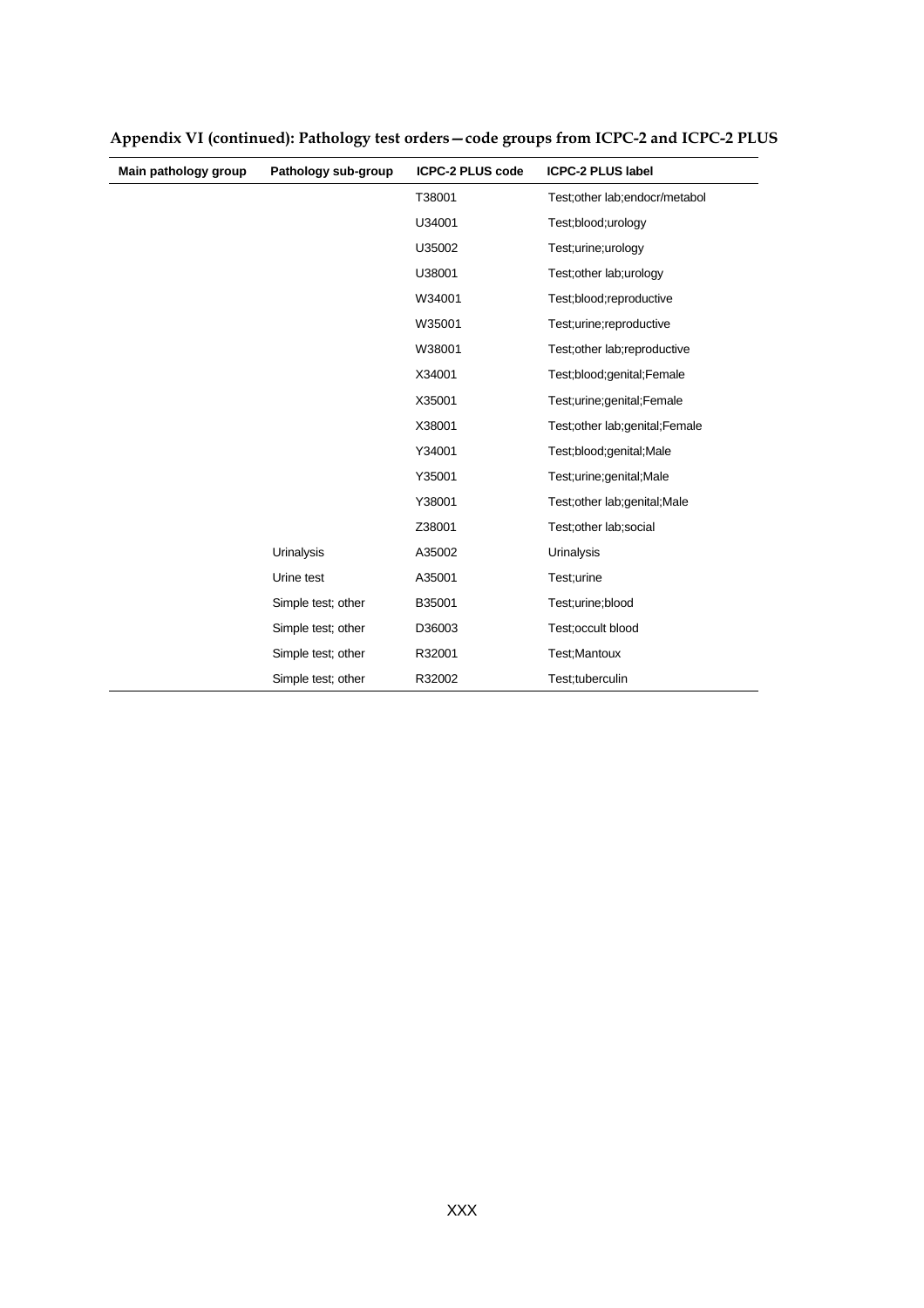**Appendix VI (continued): Pathology test orders—code groups from ICPC-2 and ICPC-2 PLUS**

| Main pathology group | Pathology sub-group | ICPC-2 PLUS code | ICPC-2 PLUS label |
|---|---|---|---|
| | | T38001 | Test;other lab;endocr/metabol |
| | | U34001 | Test;blood;urology |
| | | U35002 | Test;urine;urology |
| | | U38001 | Test;other lab;urology |
| | | W34001 | Test;blood;reproductive |
| | | W35001 | Test;urine;reproductive |
| | | W38001 | Test;other lab;reproductive |
| | | X34001 | Test;blood;genital;Female |
| | | X35001 | Test;urine;genital;Female |
| | | X38001 | Test;other lab;genital;Female |
| | | Y34001 | Test;blood;genital;Male |
| | | Y35001 | Test;urine;genital;Male |
| | | Y38001 | Test;other lab;genital;Male |
| | | Z38001 | Test;other lab;social |
| | Urinalysis | A35002 | Urinalysis |
| | Urine test | A35001 | Test;urine |
| | Simple test; other | B35001 | Test;urine;blood |
| | Simple test; other | D36003 | Test;occult blood |
| | Simple test; other | R32001 | Test;Mantoux |
| | Simple test; other | R32002 | Test;tuberculin |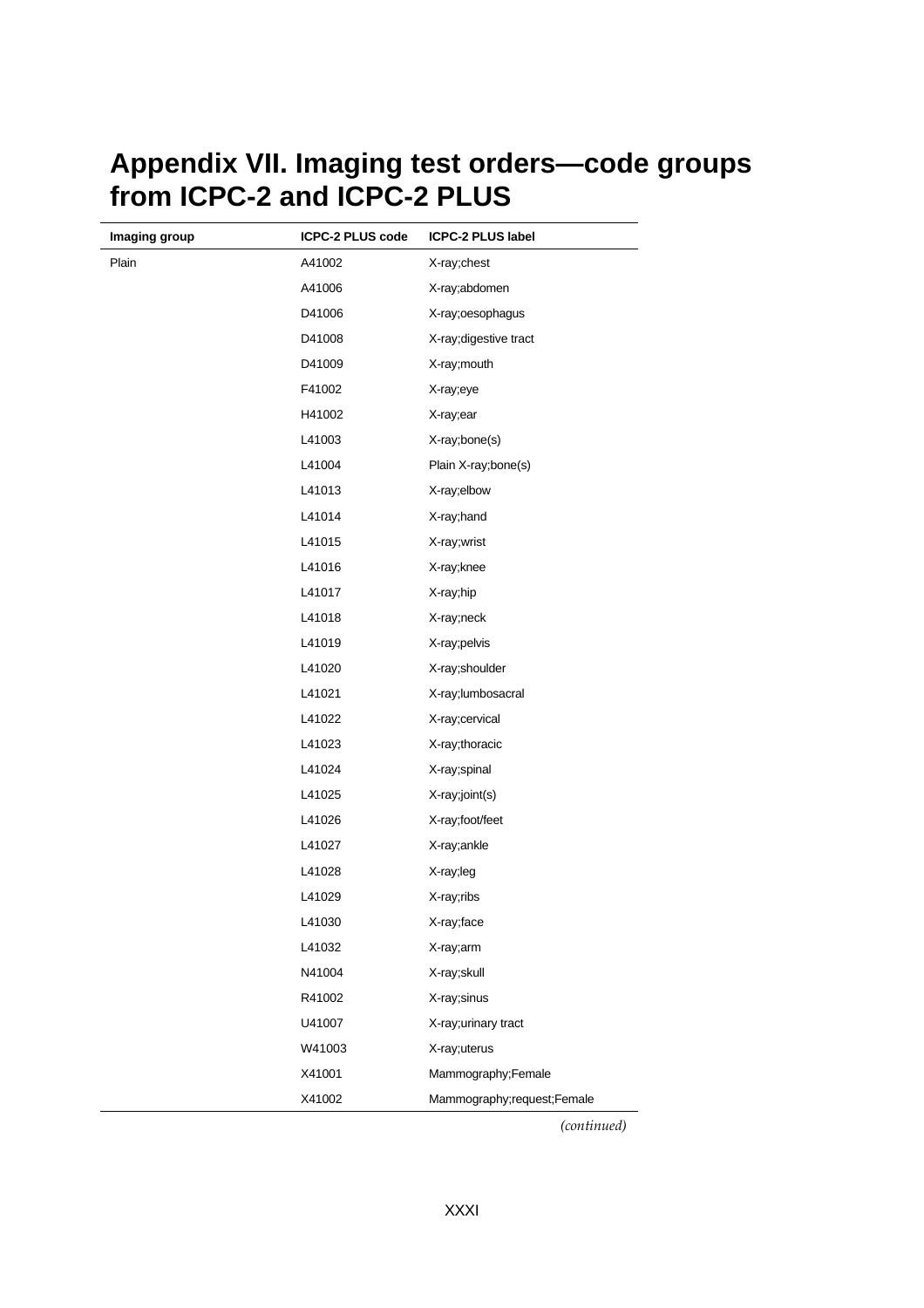# Appendix VII. Imaging test orders—code groups from ICPC-2 and ICPC-2 PLUS

| Imaging group | ICPC-2 PLUS code | ICPC-2 PLUS label |
|---|---|---|
| Plain | A41002 | X-ray;chest |
| | A41006 | X-ray;abdomen |
| | D41006 | X-ray;oesophagus |
| | D41008 | X-ray;digestive tract |
| | D41009 | X-ray;mouth |
| | F41002 | X-ray;eye |
| | H41002 | X-ray;ear |
| | L41003 | X-ray;bone(s) |
| | L41004 | Plain X-ray;bone(s) |
| | L41013 | X-ray;elbow |
| | L41014 | X-ray;hand |
| | L41015 | X-ray;wrist |
| | L41016 | X-ray;knee |
| | L41017 | X-ray;hip |
| | L41018 | X-ray;neck |
| | L41019 | X-ray;pelvis |
| | L41020 | X-ray;shoulder |
| | L41021 | X-ray;lumbosacral |
| | L41022 | X-ray;cervical |
| | L41023 | X-ray;thoracic |
| | L41024 | X-ray;spinal |
| | L41025 | X-ray;joint(s) |
| | L41026 | X-ray;foot/feet |
| | L41027 | X-ray;ankle |
| | L41028 | X-ray;leg |
| | L41029 | X-ray;ribs |
| | L41030 | X-ray;face |
| | L41032 | X-ray;arm |
| | N41004 | X-ray;skull |
| | R41002 | X-ray;sinus |
| | U41007 | X-ray;urinary tract |
| | W41003 | X-ray;uterus |
| | X41001 | Mammography;Female |
| | X41002 | Mammography;request;Female |

*(continued)*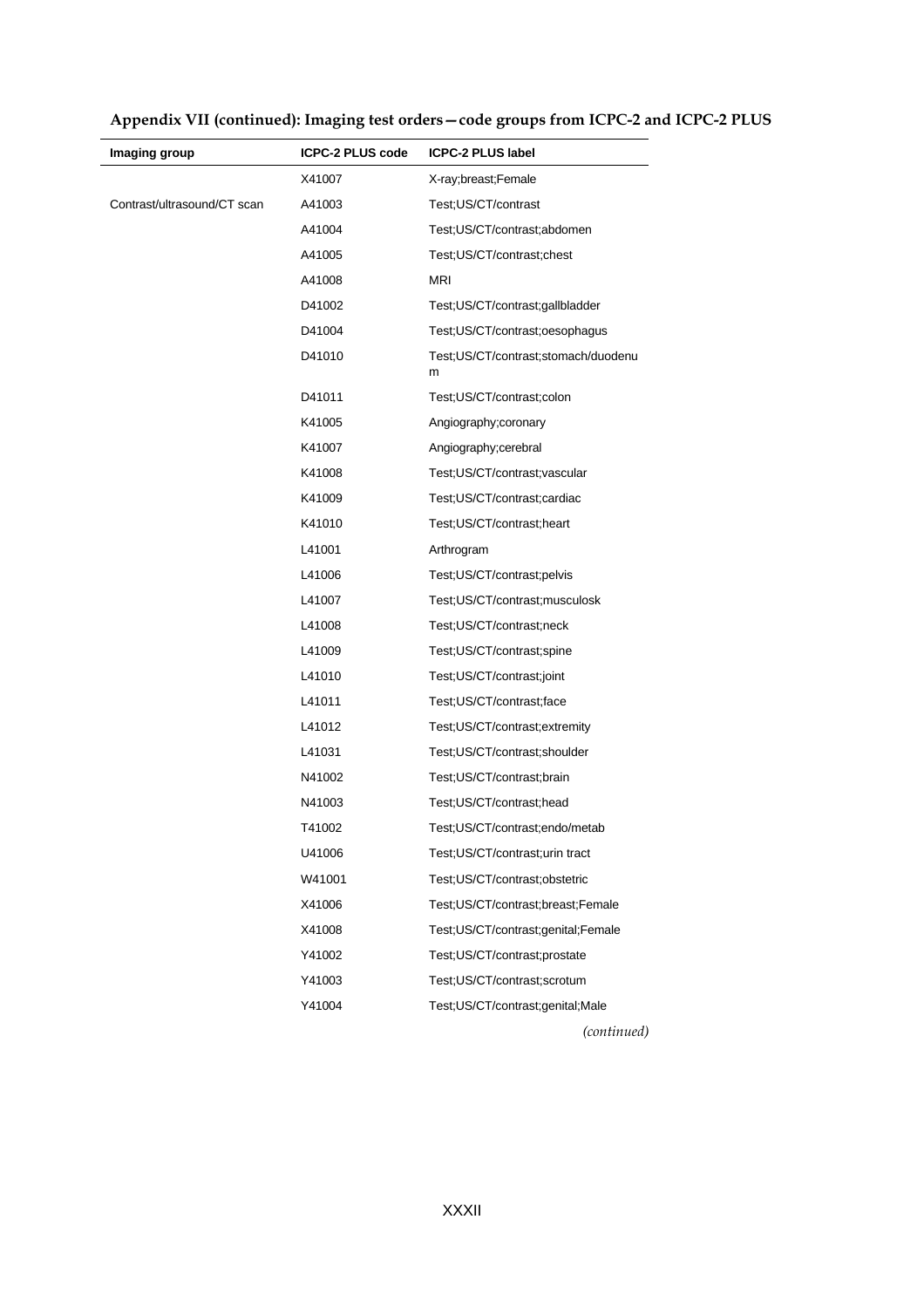**Appendix VII (continued): Imaging test orders—code groups from ICPC-2 and ICPC-2 PLUS**

| Imaging group | ICPC-2 PLUS code | ICPC-2 PLUS label |
|---|---|---|
| | X41007 | X-ray;breast;Female |
| Contrast/ultrasound/CT scan | A41003 | Test;US/CT/contrast |
| | A41004 | Test;US/CT/contrast;abdomen |
| | A41005 | Test;US/CT/contrast;chest |
| | A41008 | MRI |
| | D41002 | Test;US/CT/contrast;gallbladder |
| | D41004 | Test;US/CT/contrast;oesophagus |
| | D41010 | Test;US/CT/contrast;stomach/duodenum |
| | D41011 | Test;US/CT/contrast;colon |
| | K41005 | Angiography;coronary |
| | K41007 | Angiography;cerebral |
| | K41008 | Test;US/CT/contrast;vascular |
| | K41009 | Test;US/CT/contrast;cardiac |
| | K41010 | Test;US/CT/contrast;heart |
| | L41001 | Arthrogram |
| | L41006 | Test;US/CT/contrast;pelvis |
| | L41007 | Test;US/CT/contrast;musculosk |
| | L41008 | Test;US/CT/contrast;neck |
| | L41009 | Test;US/CT/contrast;spine |
| | L41010 | Test;US/CT/contrast;joint |
| | L41011 | Test;US/CT/contrast;face |
| | L41012 | Test;US/CT/contrast;extremity |
| | L41031 | Test;US/CT/contrast;shoulder |
| | N41002 | Test;US/CT/contrast;brain |
| | N41003 | Test;US/CT/contrast;head |
| | T41002 | Test;US/CT/contrast;endo/metab |
| | U41006 | Test;US/CT/contrast;urin tract |
| | W41001 | Test;US/CT/contrast;obstetric |
| | X41006 | Test;US/CT/contrast;breast;Female |
| | X41008 | Test;US/CT/contrast;genital;Female |
| | Y41002 | Test;US/CT/contrast;prostate |
| | Y41003 | Test;US/CT/contrast;scrotum |
| | Y41004 | Test;US/CT/contrast;genital;Male |

*(continued)*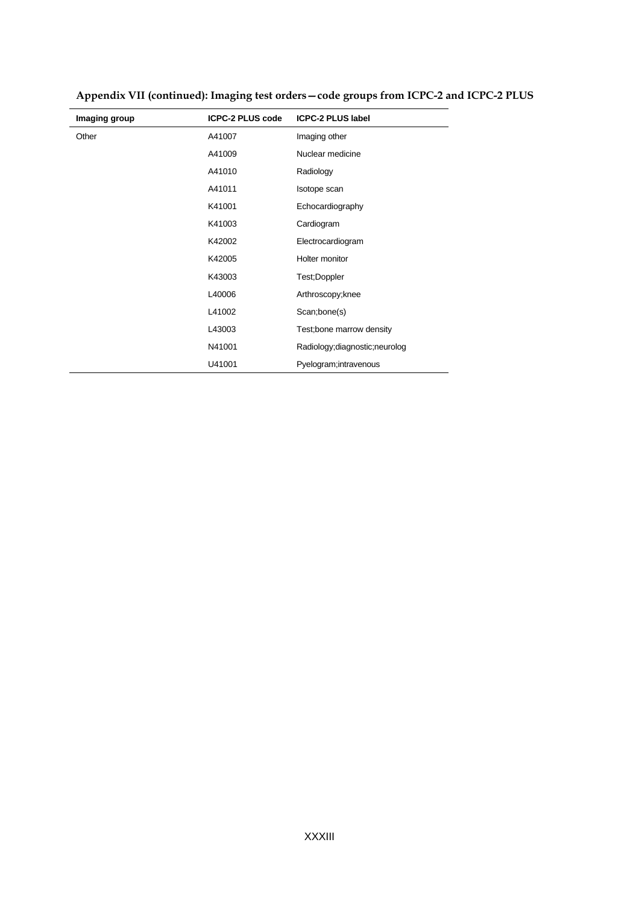## Appendix VII (continued): Imaging test orders—code groups from ICPC-2 and ICPC-2 PLUS

| Imaging group | ICPC-2 PLUS code | ICPC-2 PLUS label |
|---|---|---|
| Other | A41007 | Imaging other |
| | A41009 | Nuclear medicine |
| | A41010 | Radiology |
| | A41011 | Isotope scan |
| | K41001 | Echocardiography |
| | K41003 | Cardiogram |
| | K42002 | Electrocardiogram |
| | K42005 | Holter monitor |
| | K43003 | Test;Doppler |
| | L40006 | Arthroscopy;knee |
| | L41002 | Scan;bone(s) |
| | L43003 | Test;bone marrow density |
| | N41001 | Radiology;diagnostic;neurolog |
| | U41001 | Pyelogram;intravenous |